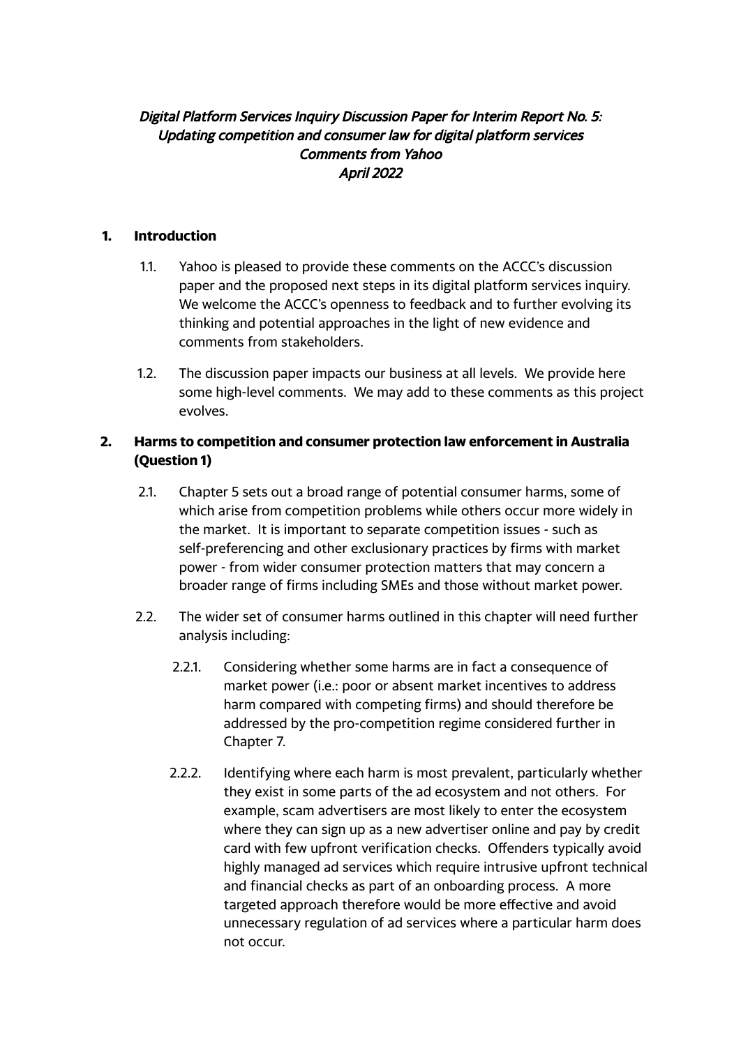*Digital Platform Services Inquiry Discussion Paper for Interim Report No. 5: Updating competition and consumer law for digital platform services*
*Comments from Yahoo*
*April 2022*

## 1. Introduction

1.1. Yahoo is pleased to provide these comments on the ACCC's discussion paper and the proposed next steps in its digital platform services inquiry. We welcome the ACCC's openness to feedback and to further evolving its thinking and potential approaches in the light of new evidence and comments from stakeholders.

1.2. The discussion paper impacts our business at all levels. We provide here some high-level comments. We may add to these comments as this project evolves.

## 2. Harms to competition and consumer protection law enforcement in Australia (Question 1)

2.1. Chapter 5 sets out a broad range of potential consumer harms, some of which arise from competition problems while others occur more widely in the market. It is important to separate competition issues - such as self-preferencing and other exclusionary practices by firms with market power - from wider consumer protection matters that may concern a broader range of firms including SMEs and those without market power.

2.2. The wider set of consumer harms outlined in this chapter will need further analysis including:

2.2.1. Considering whether some harms are in fact a consequence of market power (i.e.: poor or absent market incentives to address harm compared with competing firms) and should therefore be addressed by the pro-competition regime considered further in Chapter 7.

2.2.2. Identifying where each harm is most prevalent, particularly whether they exist in some parts of the ad ecosystem and not others. For example, scam advertisers are most likely to enter the ecosystem where they can sign up as a new advertiser online and pay by credit card with few upfront verification checks. Offenders typically avoid highly managed ad services which require intrusive upfront technical and financial checks as part of an onboarding process. A more targeted approach therefore would be more effective and avoid unnecessary regulation of ad services where a particular harm does not occur.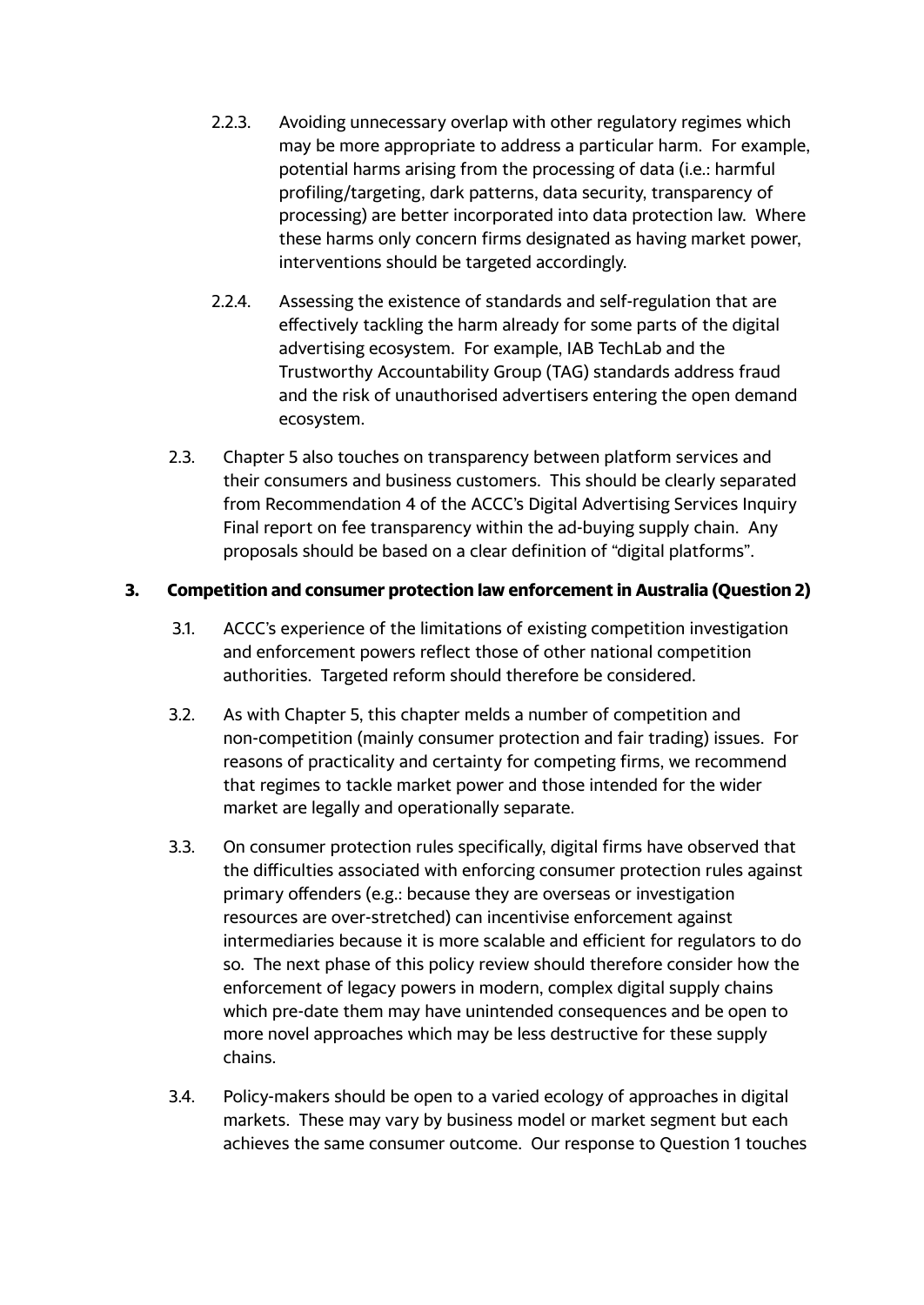2.2.3. Avoiding unnecessary overlap with other regulatory regimes which may be more appropriate to address a particular harm. For example, potential harms arising from the processing of data (i.e.: harmful profiling/targeting, dark patterns, data security, transparency of processing) are better incorporated into data protection law. Where these harms only concern firms designated as having market power, interventions should be targeted accordingly.

2.2.4. Assessing the existence of standards and self-regulation that are effectively tackling the harm already for some parts of the digital advertising ecosystem. For example, IAB TechLab and the Trustworthy Accountability Group (TAG) standards address fraud and the risk of unauthorised advertisers entering the open demand ecosystem.

2.3. Chapter 5 also touches on transparency between platform services and their consumers and business customers. This should be clearly separated from Recommendation 4 of the ACCC's Digital Advertising Services Inquiry Final report on fee transparency within the ad-buying supply chain. Any proposals should be based on a clear definition of "digital platforms".

## 3. Competition and consumer protection law enforcement in Australia (Question 2)

3.1. ACCC's experience of the limitations of existing competition investigation and enforcement powers reflect those of other national competition authorities. Targeted reform should therefore be considered.

3.2. As with Chapter 5, this chapter melds a number of competition and non-competition (mainly consumer protection and fair trading) issues. For reasons of practicality and certainty for competing firms, we recommend that regimes to tackle market power and those intended for the wider market are legally and operationally separate.

3.3. On consumer protection rules specifically, digital firms have observed that the difficulties associated with enforcing consumer protection rules against primary offenders (e.g.: because they are overseas or investigation resources are over-stretched) can incentivise enforcement against intermediaries because it is more scalable and efficient for regulators to do so. The next phase of this policy review should therefore consider how the enforcement of legacy powers in modern, complex digital supply chains which pre-date them may have unintended consequences and be open to more novel approaches which may be less destructive for these supply chains.

3.4. Policy-makers should be open to a varied ecology of approaches in digital markets. These may vary by business model or market segment but each achieves the same consumer outcome. Our response to Question 1 touches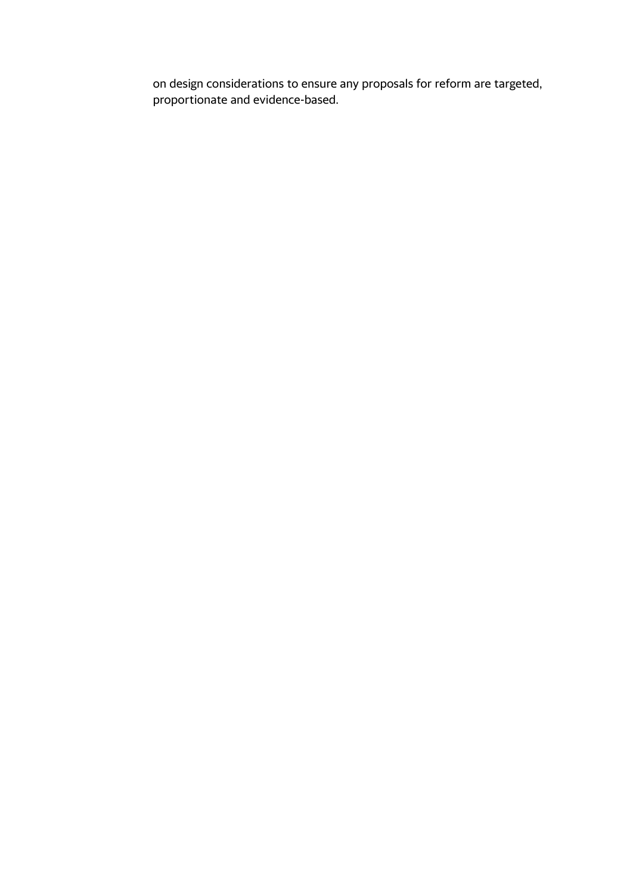on design considerations to ensure any proposals for reform are targeted, proportionate and evidence-based.